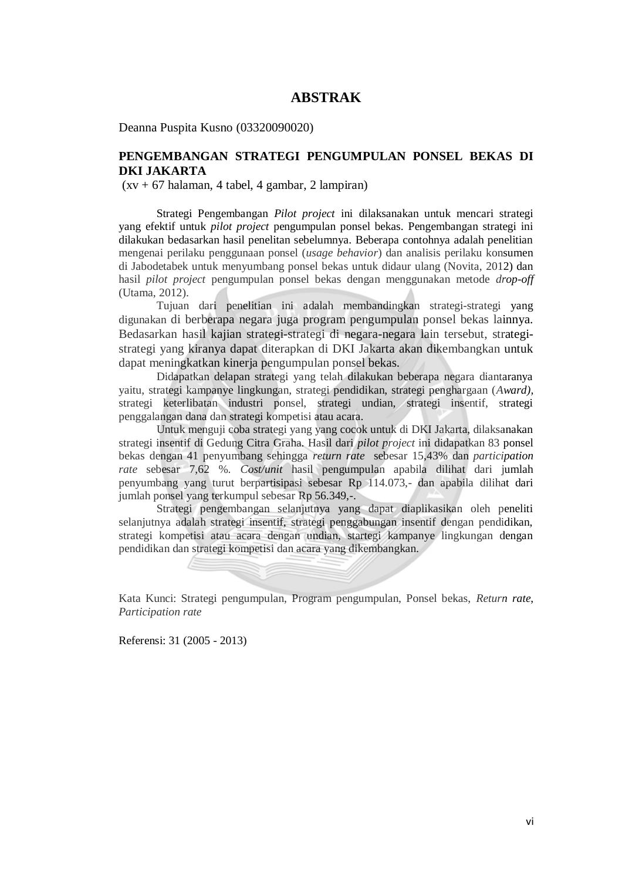# ABSTRAK

Deanna Puspita Kusno (03320090020)

**PENGEMBANGAN STRATEGI PENGUMPULAN PONSEL BEKAS DI DKI JAKARTA**
(xv + 67 halaman, 4 tabel, 4 gambar, 2 lampiran)

Strategi Pengembangan *Pilot project* ini dilaksanakan untuk mencari strategi yang efektif untuk *pilot project* pengumpulan ponsel bekas. Pengembangan strategi ini dilakukan bedasarkan hasil penelitan sebelumnya. Beberapa contohnya adalah penelitian mengenai perilaku penggunaan ponsel (*usage behavior*) dan analisis perilaku konsumen di Jabodetabek untuk menyumbang ponsel bekas untuk didaur ulang (Novita, 2012) dan hasil *pilot project* pengumpulan ponsel bekas dengan menggunakan metode *drop-off* (Utama, 2012).

Tujuan dari penelitian ini adalah membandingkan strategi-strategi yang digunakan di berberapa negara juga program pengumpulan ponsel bekas lainnya. Bedasarkan hasil kajian strategi-strategi di negara-negara lain tersebut, strategi-strategi yang kiranya dapat diterapkan di DKI Jakarta akan dikembangkan untuk dapat meningkatkan kinerja pengumpulan ponsel bekas.

Didapatkan delapan strategi yang telah dilakukan beberapa negara diantaranya yaitu, strategi kampanye lingkungan, strategi pendidikan, strategi penghargaan (*Award)*, strategi keterlibatan industri ponsel, strategi undian, strategi insentif, strategi penggalangan dana dan strategi kompetisi atau acara.

Untuk menguji coba strategi yang yang cocok untuk di DKI Jakarta, dilaksanakan strategi insentif di Gedung Citra Graha. Hasil dari *pilot project* ini didapatkan 83 ponsel bekas dengan 41 penyumbang sehingga *return rate* sebesar 15,43% dan *participation rate* sebesar 7,62 %. *Cost/unit* hasil pengumpulan apabila dilihat dari jumlah penyumbang yang turut berpartisipasi sebesar Rp 114.073,- dan apabila dilihat dari jumlah ponsel yang terkumpul sebesar Rp 56.349,-.

Strategi pengembangan selanjutnya yang dapat diaplikasikan oleh peneliti selanjutnya adalah strategi insentif, strategi penggabungan insentif dengan pendidikan, strategi kompetisi atau acara dengan undian, startegi kampanye lingkungan dengan pendidikan dan strategi kompetisi dan acara yang dikembangkan.

Kata Kunci: Strategi pengumpulan, Program pengumpulan, Ponsel bekas, *Return rate*, *Participation rate*

Referensi: 31 (2005 - 2013)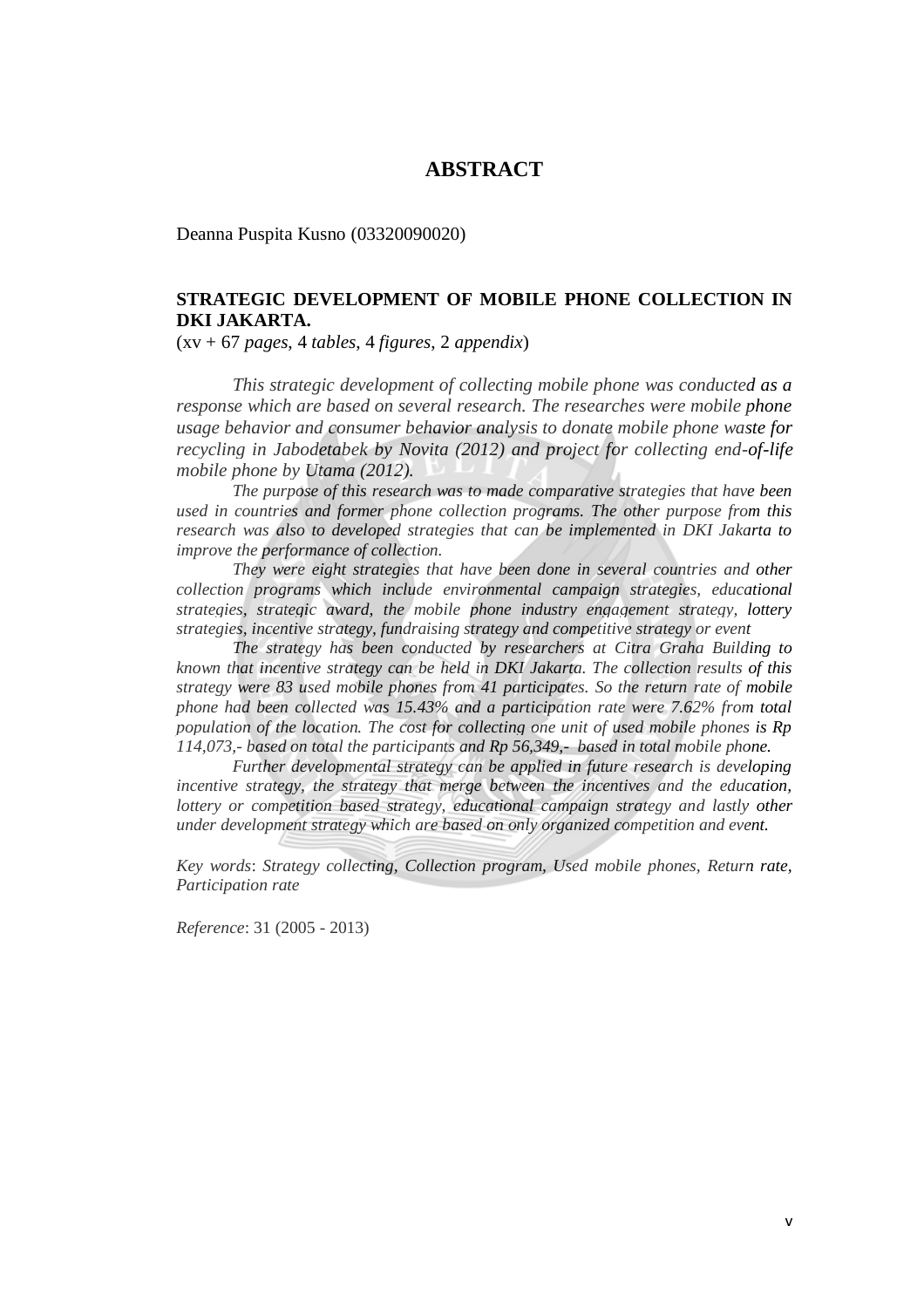# ABSTRACT

Deanna Puspita Kusno (03320090020)

**STRATEGIC DEVELOPMENT OF MOBILE PHONE COLLECTION IN DKI JAKARTA.**

(xv + 67 *pages*, 4 *tables*, 4 *figures*, 2 *appendix*)

*This strategic development of collecting mobile phone was conducted as a response which are based on several research. The researches were mobile phone usage behavior and consumer behavior analysis to donate mobile phone waste for recycling in Jabodetabek by Novita (2012) and project for collecting end-of-life mobile phone by Utama (2012).*

*The purpose of this research was to made comparative strategies that have been used in countries and former phone collection programs. The other purpose from this research was also to developed strategies that can be implemented in DKI Jakarta to improve the performance of collection.*

*They were eight strategies that have been done in several countries and other collection programs which include environmental campaign strategies, educational strategies, strategic award, the mobile phone industry engagement strategy, lottery strategies, incentive strategy, fundraising strategy and competitive strategy or event*

*The strategy has been conducted by researchers at Citra Graha Building to known that incentive strategy can be held in DKI Jakarta. The collection results of this strategy were 83 used mobile phones from 41 participates. So the return rate of mobile phone had been collected was 15.43% and a participation rate were 7.62% from total population of the location. The cost for collecting one unit of used mobile phones is Rp 114,073,- based on total the participants and Rp 56,349,- based in total mobile phone.*

*Further developmental strategy can be applied in future research is developing incentive strategy, the strategy that merge between the incentives and the education, lottery or competition based strategy, educational campaign strategy and lastly other under development strategy which are based on only organized competition and event.*

*Key words*: *Strategy collecting, Collection program, Used mobile phones, Return rate, Participation rate*

*Reference*: 31 (2005 - 2013)